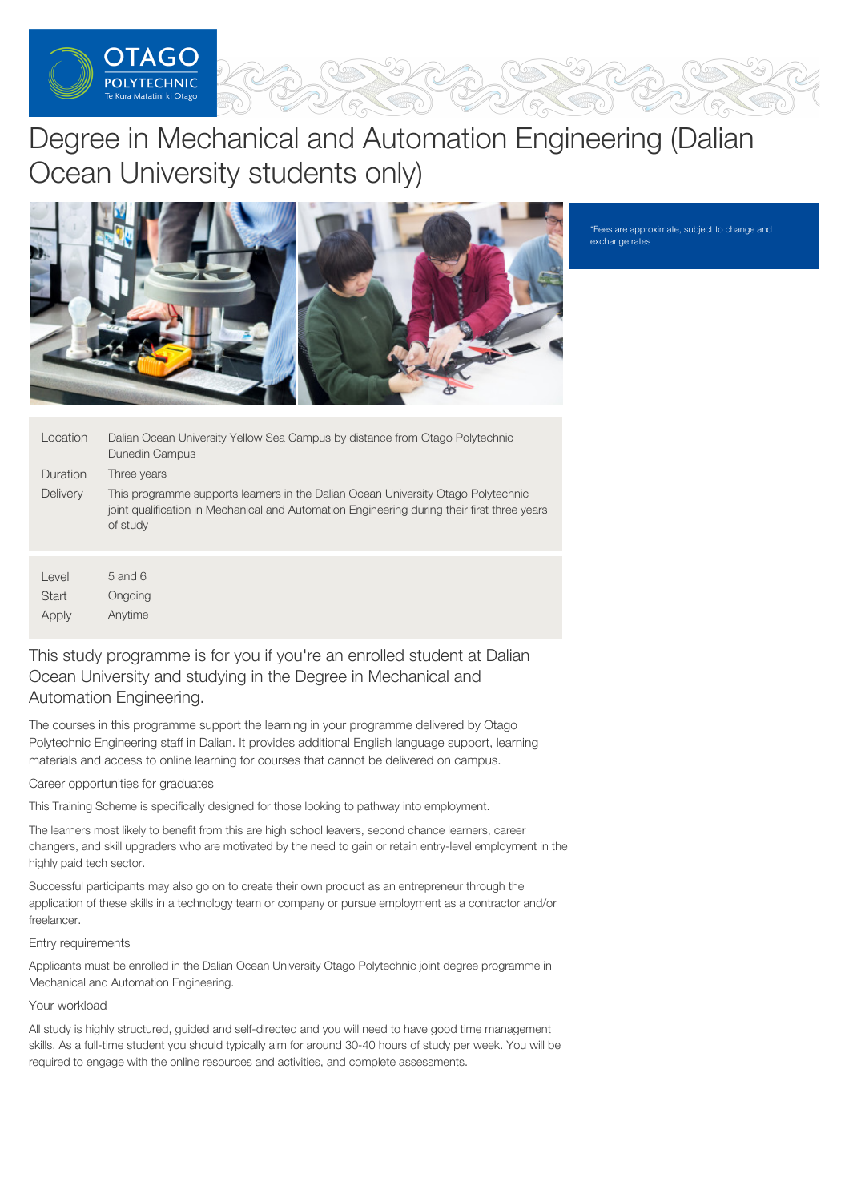# Degree in Mechanical and Automation Engineering (Dalian Ocean University students only)

*Fees are approximate, subject to change and exchange rates

| | |
|---|---|
| Location | Dalian Ocean University Yellow Sea Campus by distance from Otago Polytechnic Dunedin Campus |
| Duration | Three years |
| Delivery | This programme supports learners in the Dalian Ocean University Otago Polytechnic joint qualification in Mechanical and Automation Engineering during their first three years of study |

| | |
|---|---|
| Level | 5 and 6 |
| Start | Ongoing |
| Apply | Anytime |

## This study programme is for you if you're an enrolled student at Dalian Ocean University and studying in the Degree in Mechanical and Automation Engineering.

The courses in this programme support the learning in your programme delivered by Otago Polytechnic Engineering staff in Dalian. It provides additional English language support, learning materials and access to online learning for courses that cannot be delivered on campus.

### Career opportunities for graduates

This Training Scheme is specifically designed for those looking to pathway into employment.

The learners most likely to benefit from this are high school leavers, second chance learners, career changers, and skill upgraders who are motivated by the need to gain or retain entry-level employment in the highly paid tech sector.

Successful participants may also go on to create their own product as an entrepreneur through the application of these skills in a technology team or company or pursue employment as a contractor and/or freelancer.

### Entry requirements

Applicants must be enrolled in the Dalian Ocean University Otago Polytechnic joint degree programme in Mechanical and Automation Engineering.

### Your workload

All study is highly structured, guided and self-directed and you will need to have good time management skills. As a full-time student you should typically aim for around 30-40 hours of study per week. You will be required to engage with the online resources and activities, and complete assessments.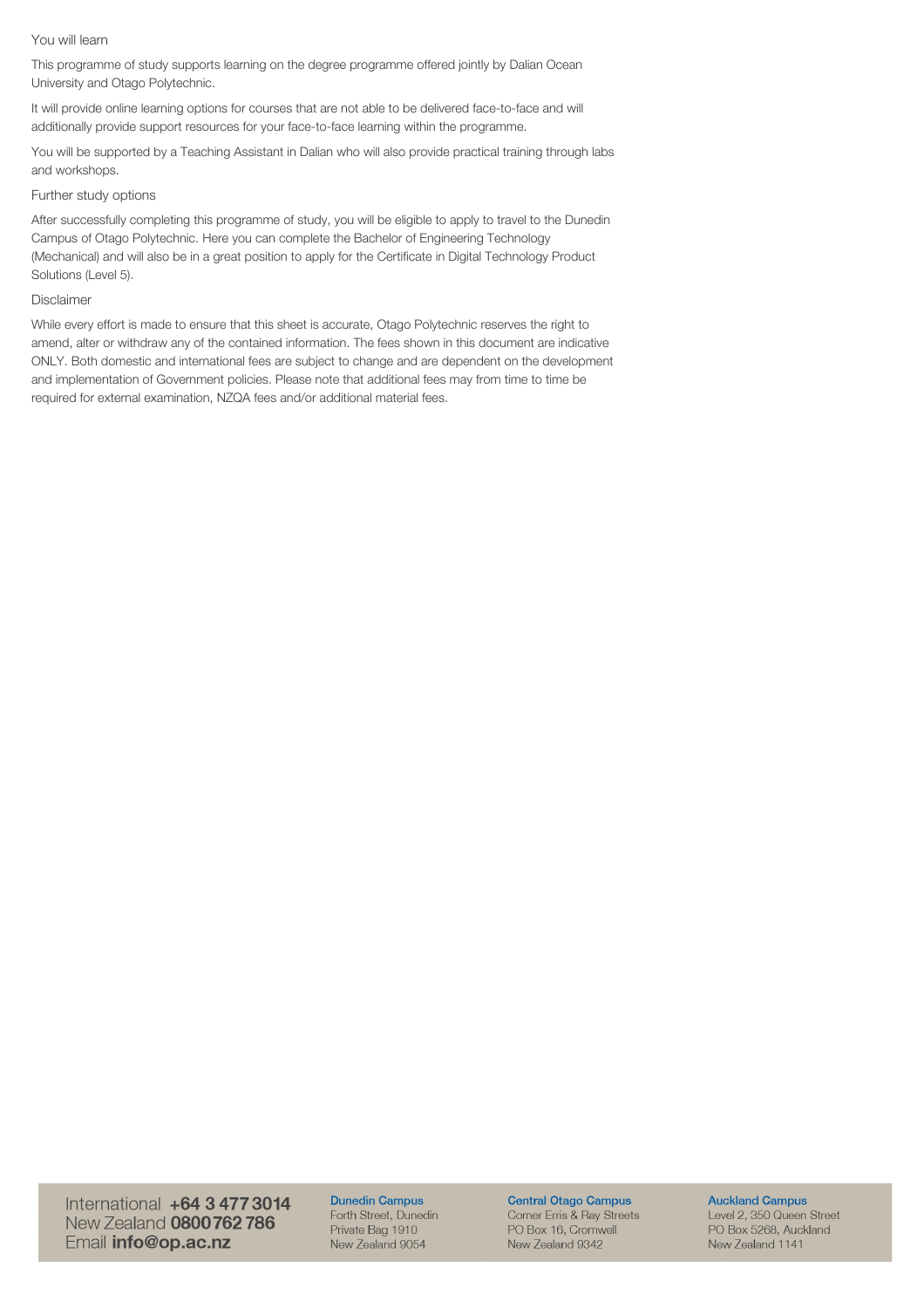## You will learn

This programme of study supports learning on the degree programme offered jointly by Dalian Ocean University and Otago Polytechnic.

It will provide online learning options for courses that are not able to be delivered face-to-face and will additionally provide support resources for your face-to-face learning within the programme.

You will be supported by a Teaching Assistant in Dalian who will also provide practical training through labs and workshops.

## Further study options

After successfully completing this programme of study, you will be eligible to apply to travel to the Dunedin Campus of Otago Polytechnic. Here you can complete the Bachelor of Engineering Technology (Mechanical) and will also be in a great position to apply for the Certificate in Digital Technology Product Solutions (Level 5).

## Disclaimer

While every effort is made to ensure that this sheet is accurate, Otago Polytechnic reserves the right to amend, alter or withdraw any of the contained information. The fees shown in this document are indicative ONLY. Both domestic and international fees are subject to change and are dependent on the development and implementation of Government policies. Please note that additional fees may from time to time be required for external examination, NZQA fees and/or additional material fees.

International **+64 3 477 3014**
New Zealand **0800 762 786**
Email **info@op.ac.nz**

**Dunedin Campus**
Forth Street, Dunedin
Private Bag 1910
New Zealand 9054

**Central Otago Campus**
Corner Erris & Ray Streets
PO Box 16, Cromwell
New Zealand 9342

**Auckland Campus**
Level 2, 350 Queen Street
PO Box 5268, Auckland
New Zealand 1141